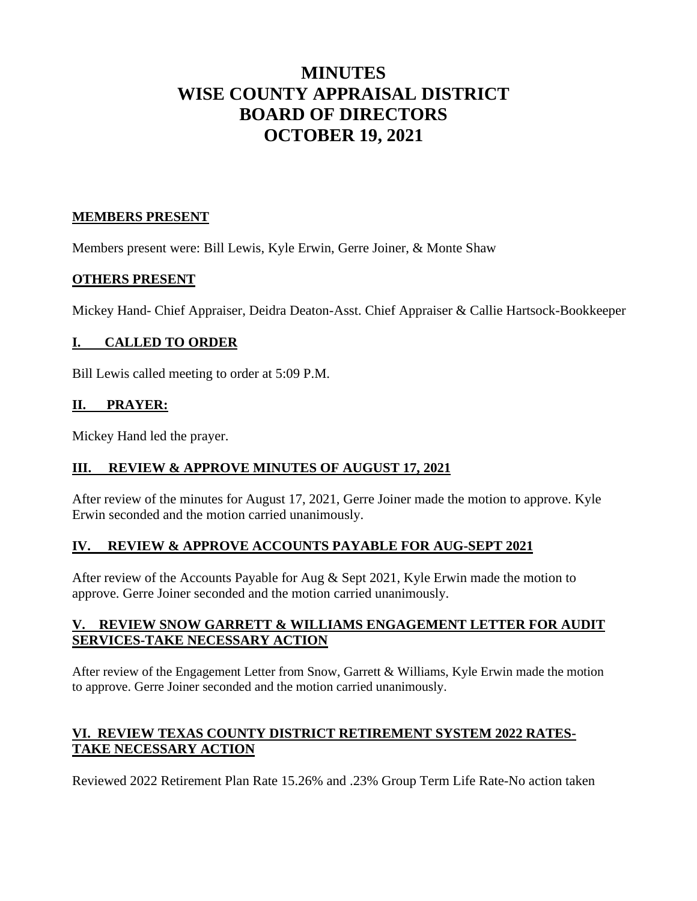# MINUTES
# WISE COUNTY APPRAISAL DISTRICT
# BOARD OF DIRECTORS
# OCTOBER 19, 2021

## MEMBERS PRESENT

Members present were: Bill Lewis, Kyle Erwin, Gerre Joiner, & Monte Shaw

## OTHERS PRESENT

Mickey Hand- Chief Appraiser, Deidra Deaton-Asst. Chief Appraiser & Callie Hartsock-Bookkeeper

## I. CALLED TO ORDER

Bill Lewis called meeting to order at 5:09 P.M.

## II. PRAYER:

Mickey Hand led the prayer.

## III. REVIEW & APPROVE MINUTES OF AUGUST 17, 2021

After review of the minutes for August 17, 2021, Gerre Joiner made the motion to approve. Kyle Erwin seconded and the motion carried unanimously.

## IV. REVIEW & APPROVE ACCOUNTS PAYABLE FOR AUG-SEPT 2021

After review of the Accounts Payable for Aug & Sept 2021, Kyle Erwin made the motion to approve. Gerre Joiner seconded and the motion carried unanimously.

## V. REVIEW SNOW GARRETT & WILLIAMS ENGAGEMENT LETTER FOR AUDIT SERVICES-TAKE NECESSARY ACTION

After review of the Engagement Letter from Snow, Garrett & Williams, Kyle Erwin made the motion to approve. Gerre Joiner seconded and the motion carried unanimously.

## VI. REVIEW TEXAS COUNTY DISTRICT RETIREMENT SYSTEM 2022 RATES-TAKE NECESSARY ACTION

Reviewed 2022 Retirement Plan Rate 15.26% and .23% Group Term Life Rate-No action taken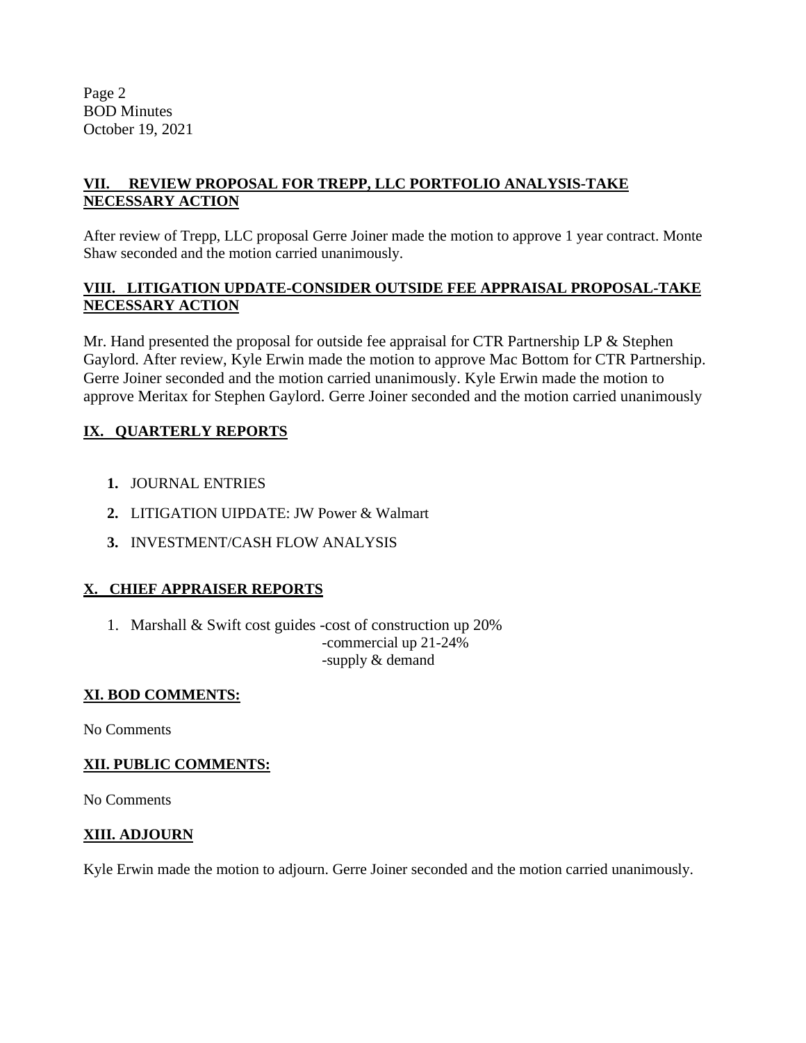## VII. REVIEW PROPOSAL FOR TREPP, LLC PORTFOLIO ANALYSIS-TAKE NECESSARY ACTION

After review of Trepp, LLC proposal Gerre Joiner made the motion to approve 1 year contract. Monte Shaw seconded and the motion carried unanimously.

## VIII. LITIGATION UPDATE-CONSIDER OUTSIDE FEE APPRAISAL PROPOSAL-TAKE NECESSARY ACTION

Mr. Hand presented the proposal for outside fee appraisal for CTR Partnership LP & Stephen Gaylord. After review, Kyle Erwin made the motion to approve Mac Bottom for CTR Partnership. Gerre Joiner seconded and the motion carried unanimously. Kyle Erwin made the motion to approve Meritax for Stephen Gaylord. Gerre Joiner seconded and the motion carried unanimously

## IX. QUARTERLY REPORTS

1. JOURNAL ENTRIES
2. LITIGATION UIPDATE: JW Power & Walmart
3. INVESTMENT/CASH FLOW ANALYSIS

## X. CHIEF APPRAISER REPORTS

1. Marshall & Swift cost guides -cost of construction up 20%
   -commercial up 21-24%
   -supply & demand

## XI. BOD COMMENTS:

No Comments

## XII. PUBLIC COMMENTS:

No Comments

## XIII. ADJOURN

Kyle Erwin made the motion to adjourn. Gerre Joiner seconded and the motion carried unanimously.